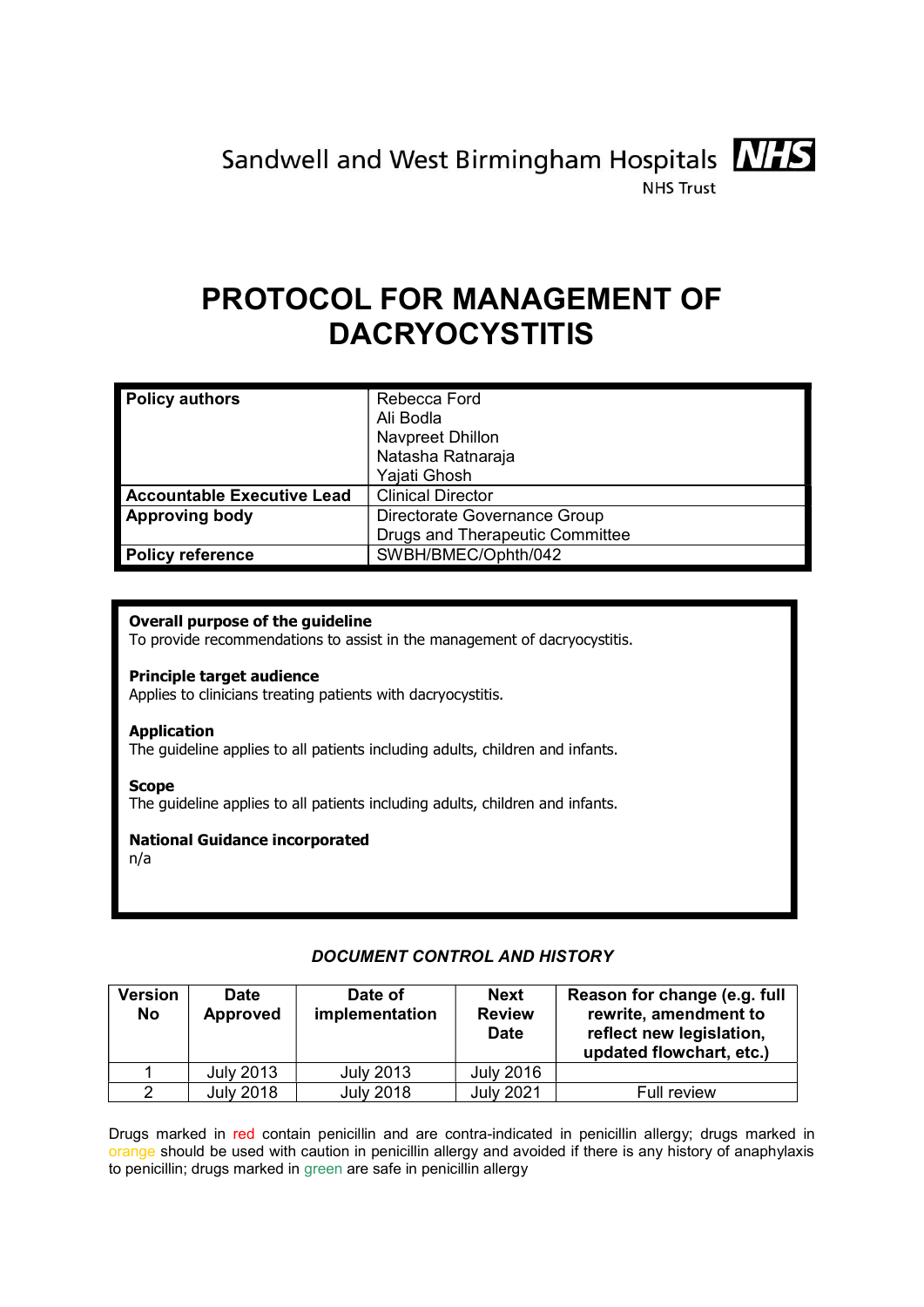Sandwell and West Birmingham Hospitals NHS Trust

# PROTOCOL FOR MANAGEMENT OF DACRYOCYSTITIS

| | |
|---|---|
| **Policy authors** | Rebecca Ford<br>Ali Bodla<br>Navpreet Dhillon<br>Natasha Ratnaraja<br>Yajati Ghosh |
| **Accountable Executive Lead** | Clinical Director |
| **Approving body** | Directorate Governance Group<br>Drugs and Therapeutic Committee |
| **Policy reference** | SWBH/BMEC/Ophth/042 |

**Overall purpose of the guideline**
To provide recommendations to assist in the management of dacryocystitis.

**Principle target audience**
Applies to clinicians treating patients with dacryocystitis.

**Application**
The guideline applies to all patients including adults, children and infants.

**Scope**
The guideline applies to all patients including adults, children and infants.

**National Guidance incorporated**
n/a

### *DOCUMENT CONTROL AND HISTORY*

| Version No | Date Approved | Date of implementation | Next Review Date | Reason for change (e.g. full rewrite, amendment to reflect new legislation, updated flowchart, etc.) |
|---|---|---|---|---|
| 1 | July 2013 | July 2013 | July 2016 | |
| 2 | July 2018 | July 2018 | July 2021 | Full review |

Drugs marked in red contain penicillin and are contra-indicated in penicillin allergy; drugs marked in orange should be used with caution in penicillin allergy and avoided if there is any history of anaphylaxis to penicillin; drugs marked in green are safe in penicillin allergy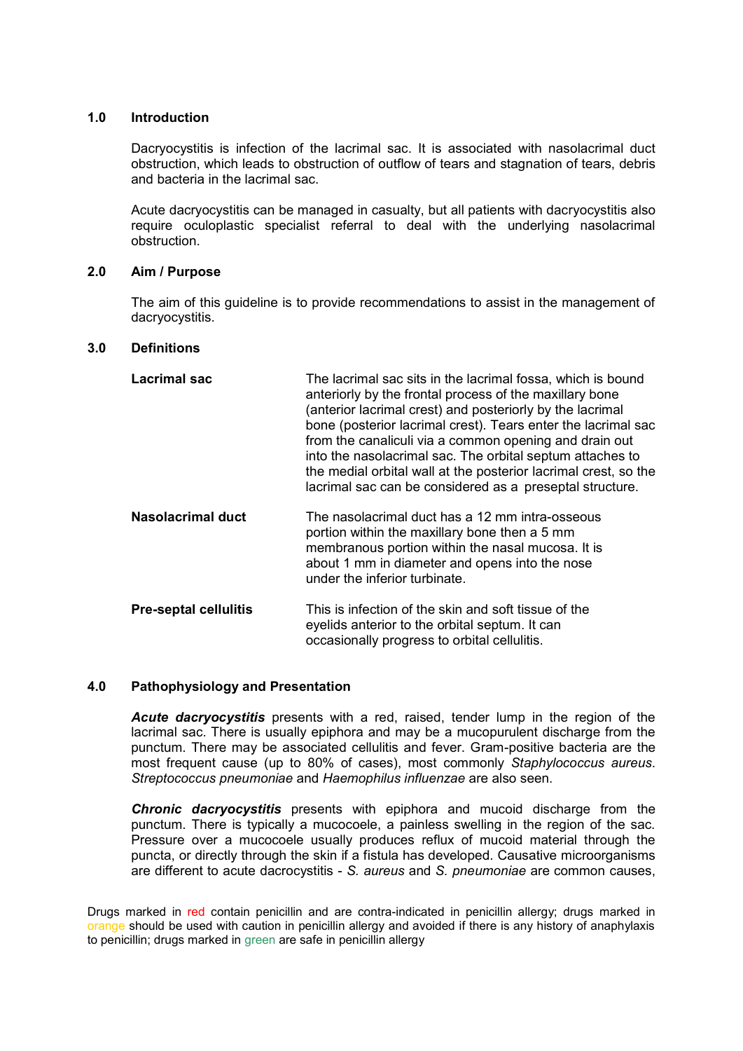## 1.0 Introduction

Dacryocystitis is infection of the lacrimal sac. It is associated with nasolacrimal duct obstruction, which leads to obstruction of outflow of tears and stagnation of tears, debris and bacteria in the lacrimal sac.

Acute dacryocystitis can be managed in casualty, but all patients with dacryocystitis also require oculoplastic specialist referral to deal with the underlying nasolacrimal obstruction.

## 2.0 Aim / Purpose

The aim of this guideline is to provide recommendations to assist in the management of dacryocystitis.

## 3.0 Definitions

| | |
|---|---|
| **Lacrimal sac** | The lacrimal sac sits in the lacrimal fossa, which is bound anteriorly by the frontal process of the maxillary bone (anterior lacrimal crest) and posteriorly by the lacrimal bone (posterior lacrimal crest). Tears enter the lacrimal sac from the canaliculi via a common opening and drain out into the nasolacrimal sac. The orbital septum attaches to the medial orbital wall at the posterior lacrimal crest, so the lacrimal sac can be considered as a preseptal structure. |
| **Nasolacrimal duct** | The nasolacrimal duct has a 12 mm intra-osseous portion within the maxillary bone then a 5 mm membranous portion within the nasal mucosa. It is about 1 mm in diameter and opens into the nose under the inferior turbinate. |
| **Pre-septal cellulitis** | This is infection of the skin and soft tissue of the eyelids anterior to the orbital septum. It can occasionally progress to orbital cellulitis. |

## 4.0 Pathophysiology and Presentation

***Acute dacryocystitis*** presents with a red, raised, tender lump in the region of the lacrimal sac. There is usually epiphora and may be a mucopurulent discharge from the punctum. There may be associated cellulitis and fever. Gram-positive bacteria are the most frequent cause (up to 80% of cases), most commonly *Staphylococcus aureus*. *Streptococcus pneumoniae* and *Haemophilus influenzae* are also seen.

***Chronic dacryocystitis*** presents with epiphora and mucoid discharge from the punctum. There is typically a mucocoele, a painless swelling in the region of the sac. Pressure over a mucocoele usually produces reflux of mucoid material through the puncta, or directly through the skin if a fistula has developed. Causative microorganisms are different to acute dacrocystitis - *S. aureus* and *S. pneumoniae* are common causes,

Drugs marked in red contain penicillin and are contra-indicated in penicillin allergy; drugs marked in orange should be used with caution in penicillin allergy and avoided if there is any history of anaphylaxis to penicillin; drugs marked in green are safe in penicillin allergy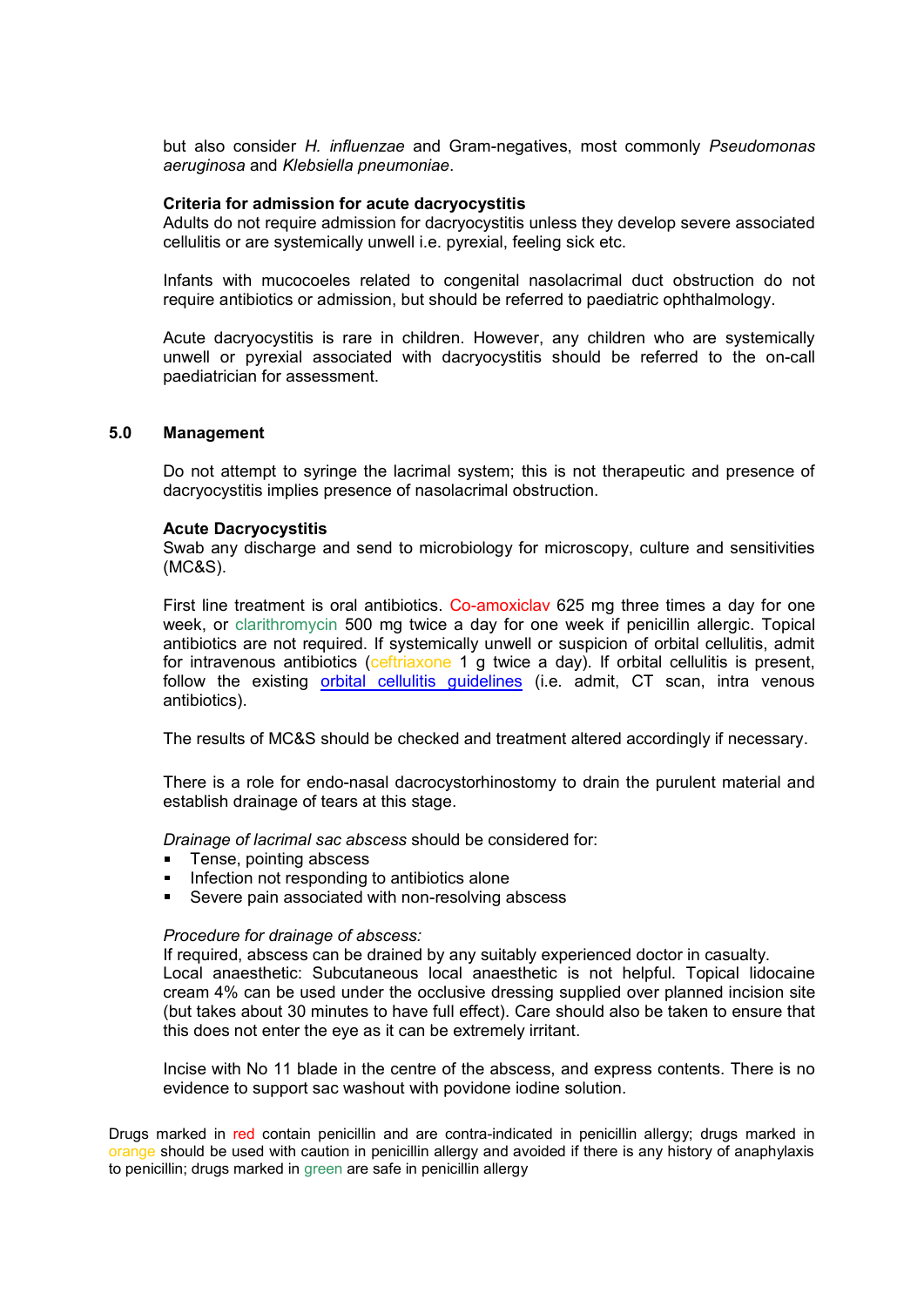but also consider *H. influenzae* and Gram-negatives, most commonly *Pseudomonas aeruginosa* and *Klebsiella pneumoniae*.

**Criteria for admission for acute dacryocystitis**

Adults do not require admission for dacryocystitis unless they develop severe associated cellulitis or are systemically unwell i.e. pyrexial, feeling sick etc.

Infants with mucocoeles related to congenital nasolacrimal duct obstruction do not require antibiotics or admission, but should be referred to paediatric ophthalmology.

Acute dacryocystitis is rare in children. However, any children who are systemically unwell or pyrexial associated with dacryocystitis should be referred to the on-call paediatrician for assessment.

## 5.0 Management

Do not attempt to syringe the lacrimal system; this is not therapeutic and presence of dacryocystitis implies presence of nasolacrimal obstruction.

**Acute Dacryocystitis**

Swab any discharge and send to microbiology for microscopy, culture and sensitivities (MC&S).

First line treatment is oral antibiotics. Co-amoxiclav 625 mg three times a day for one week, or clarithromycin 500 mg twice a day for one week if penicillin allergic. Topical antibiotics are not required. If systemically unwell or suspicion of orbital cellulitis, admit for intravenous antibiotics (ceftriaxone 1 g twice a day). If orbital cellulitis is present, follow the existing orbital cellulitis guidelines (i.e. admit, CT scan, intra venous antibiotics).

The results of MC&S should be checked and treatment altered accordingly if necessary.

There is a role for endo-nasal dacrocystorhinostomy to drain the purulent material and establish drainage of tears at this stage.

*Drainage of lacrimal sac abscess* should be considered for:

- Tense, pointing abscess
- Infection not responding to antibiotics alone
- Severe pain associated with non-resolving abscess

*Procedure for drainage of abscess:*

If required, abscess can be drained by any suitably experienced doctor in casualty.
Local anaesthetic: Subcutaneous local anaesthetic is not helpful. Topical lidocaine cream 4% can be used under the occlusive dressing supplied over planned incision site (but takes about 30 minutes to have full effect). Care should also be taken to ensure that this does not enter the eye as it can be extremely irritant.

Incise with No 11 blade in the centre of the abscess, and express contents. There is no evidence to support sac washout with povidone iodine solution.

Drugs marked in red contain penicillin and are contra-indicated in penicillin allergy; drugs marked in orange should be used with caution in penicillin allergy and avoided if there is any history of anaphylaxis to penicillin; drugs marked in green are safe in penicillin allergy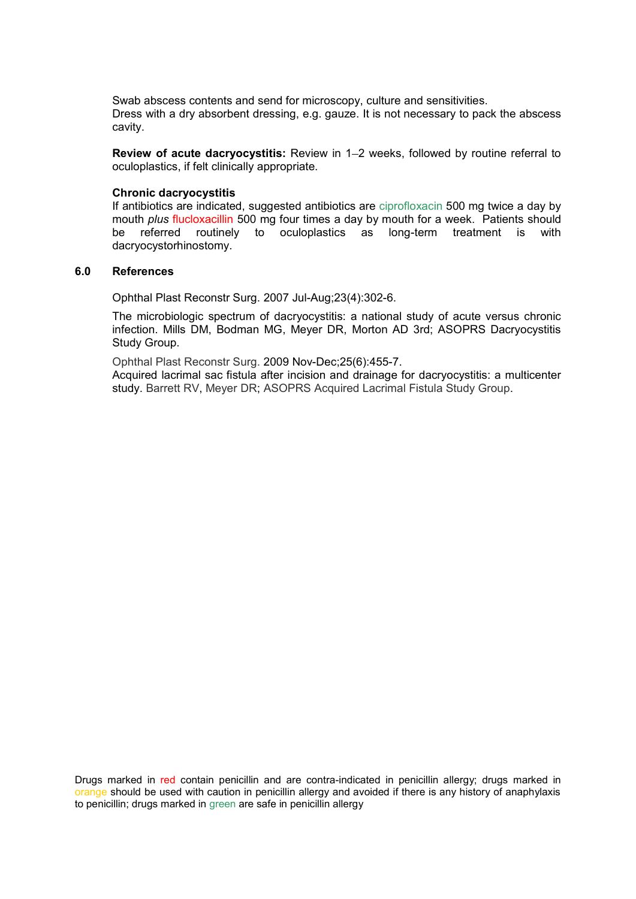Swab abscess contents and send for microscopy, culture and sensitivities.
Dress with a dry absorbent dressing, e.g. gauze. It is not necessary to pack the abscess cavity.

**Review of acute dacryocystitis:** Review in 1–2 weeks, followed by routine referral to oculoplastics, if felt clinically appropriate.

**Chronic dacryocystitis**
If antibiotics are indicated, suggested antibiotics are ciprofloxacin 500 mg twice a day by mouth *plus* flucloxacillin 500 mg four times a day by mouth for a week. Patients should be referred routinely to oculoplastics as long-term treatment is with dacryocystorhinostomy.

## 6.0 References

Ophthal Plast Reconstr Surg. 2007 Jul-Aug;23(4):302-6.

The microbiologic spectrum of dacryocystitis: a national study of acute versus chronic infection. Mills DM, Bodman MG, Meyer DR, Morton AD 3rd; ASOPRS Dacryocystitis Study Group.

Ophthal Plast Reconstr Surg. 2009 Nov-Dec;25(6):455-7.
Acquired lacrimal sac fistula after incision and drainage for dacryocystitis: a multicenter study. Barrett RV, Meyer DR; ASOPRS Acquired Lacrimal Fistula Study Group.

Drugs marked in red contain penicillin and are contra-indicated in penicillin allergy; drugs marked in orange should be used with caution in penicillin allergy and avoided if there is any history of anaphylaxis to penicillin; drugs marked in green are safe in penicillin allergy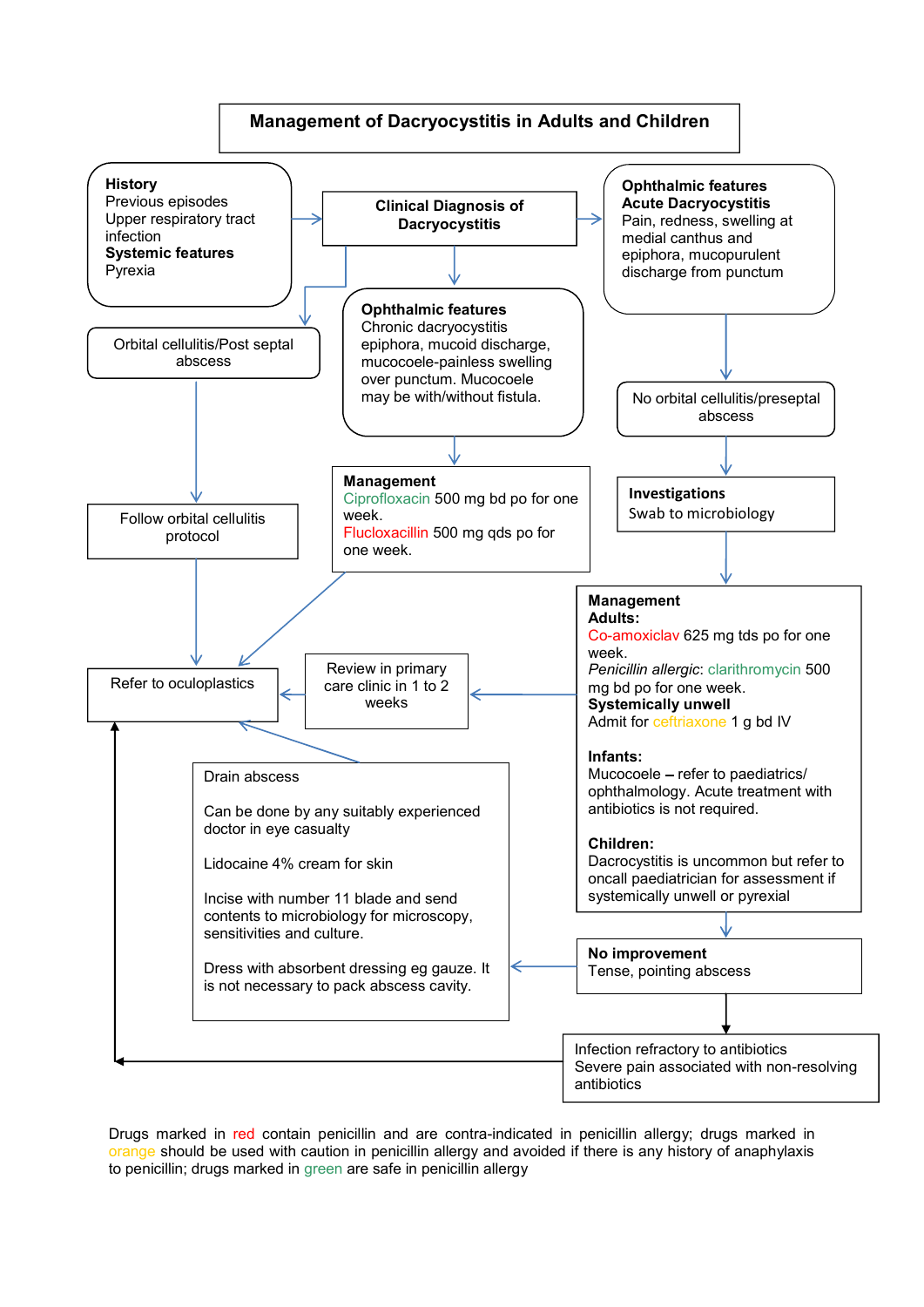# Management of Dacryocystitis in Adults and Children

**History**
Previous episodes
Upper respiratory tract infection
**Systemic features**
Pyrexia

**Clinical Diagnosis of Dacryocystitis**

**Ophthalmic features**
**Acute Dacryocystitis**
Pain, redness, swelling at medial canthus and epiphora, mucopurulent discharge from punctum

Orbital cellulitis/Post septal abscess

**Ophthalmic features**
Chronic dacryocystitis
epiphora, mucoid discharge, mucocoele-painless swelling over punctum. Mucocoele may be with/without fistula.

No orbital cellulitis/preseptal abscess

**Management**
Ciprofloxacin 500 mg bd po for one week.
Flucloxacillin 500 mg qds po for one week.

**Investigations**
Swab to microbiology

Follow orbital cellulitis protocol

**Management**
**Adults:**
Co-amoxiclav 625 mg tds po for one week.
*Penicillin allergic*: clarithromycin 500 mg bd po for one week.
**Systemically unwell**
Admit for ceftriaxone 1 g bd IV

**Infants:**
Mucocoele – refer to paediatrics/ ophthalmology. Acute treatment with antibiotics is not required.

**Children:**
Dacrocystitis is uncommon but refer to oncall paediatrician for assessment if systemically unwell or pyrexial

Refer to oculoplastics

Review in primary care clinic in 1 to 2 weeks

Drain abscess

Can be done by any suitably experienced doctor in eye casualty

Lidocaine 4% cream for skin

Incise with number 11 blade and send contents to microbiology for microscopy, sensitivities and culture.

Dress with absorbent dressing eg gauze. It is not necessary to pack abscess cavity.

**No improvement**
Tense, pointing abscess

Infection refractory to antibiotics
Severe pain associated with non-resolving antibiotics

Drugs marked in red contain penicillin and are contra-indicated in penicillin allergy; drugs marked in orange should be used with caution in penicillin allergy and avoided if there is any history of anaphylaxis to penicillin; drugs marked in green are safe in penicillin allergy